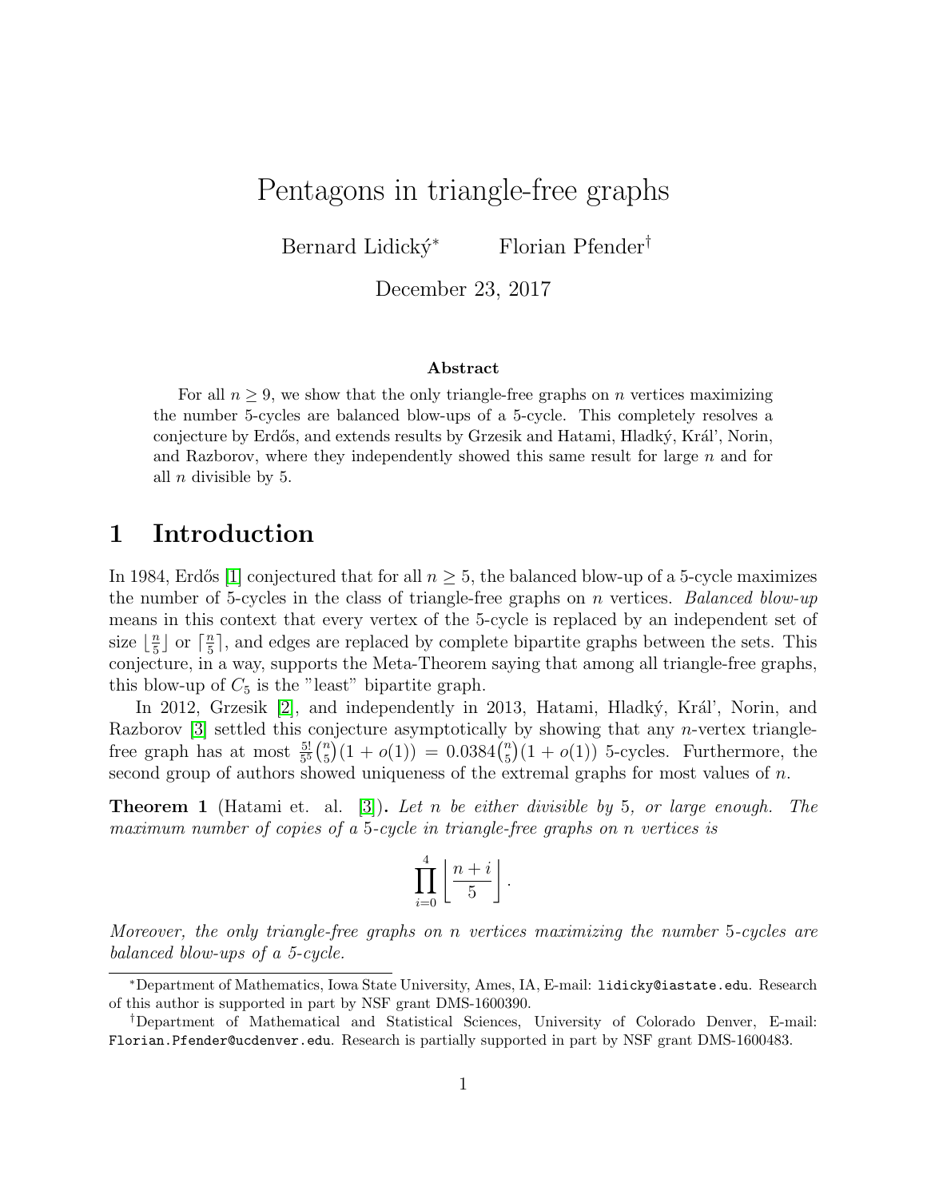# Pentagons in triangle-free graphs

Bernard Lidický*  Florian Pfender†

December 23, 2017

### Abstract

For all $n \geq 9$, we show that the only triangle-free graphs on $n$ vertices maximizing the number 5-cycles are balanced blow-ups of a 5-cycle. This completely resolves a conjecture by Erdős, and extends results by Grzesik and Hatami, Hladký, Král', Norin, and Razborov, where they independently showed this same result for large $n$ and for all $n$ divisible by 5.

## 1 Introduction

In 1984, Erdős [1] conjectured that for all $n \geq 5$, the balanced blow-up of a 5-cycle maximizes the number of 5-cycles in the class of triangle-free graphs on $n$ vertices. *Balanced blow-up* means in this context that every vertex of the 5-cycle is replaced by an independent set of size $\lfloor \frac{n}{5} \rfloor$ or $\lceil \frac{n}{5} \rceil$, and edges are replaced by complete bipartite graphs between the sets. This conjecture, in a way, supports the Meta-Theorem saying that among all triangle-free graphs, this blow-up of $C_5$ is the "least" bipartite graph.

In 2012, Grzesik [2], and independently in 2013, Hatami, Hladký, Král', Norin, and Razborov [3] settled this conjecture asymptotically by showing that any $n$-vertex triangle-free graph has at most $\frac{5!}{5^5}\binom{n}{5}(1+o(1)) = 0.0384\binom{n}{5}(1+o(1))$ 5-cycles. Furthermore, the second group of authors showed uniqueness of the extremal graphs for most values of $n$.

**Theorem 1** (Hatami et. al. [3]). *Let $n$ be either divisible by 5, or large enough. The maximum number of copies of a 5-cycle in triangle-free graphs on $n$ vertices is*

$$\prod_{i=0}^{4} \left\lfloor \frac{n+i}{5} \right\rfloor .$$

*Moreover, the only triangle-free graphs on $n$ vertices maximizing the number 5-cycles are balanced blow-ups of a 5-cycle.*

---

*Department of Mathematics, Iowa State University, Ames, IA, E-mail: lidicky@iastate.edu. Research of this author is supported in part by NSF grant DMS-1600390.

†Department of Mathematical and Statistical Sciences, University of Colorado Denver, E-mail: Florian.Pfender@ucdenver.edu. Research is partially supported in part by NSF grant DMS-1600483.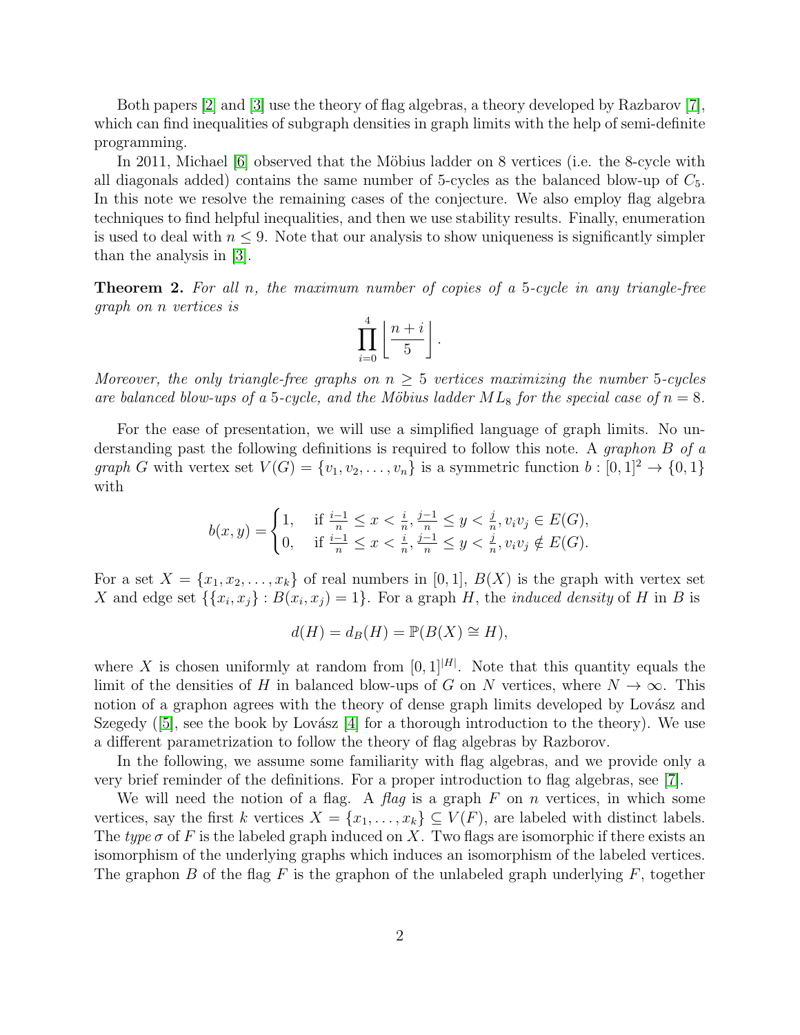Both papers [2] and [3] use the theory of flag algebras, a theory developed by Razbarov [7], which can find inequalities of subgraph densities in graph limits with the help of semi-definite programming.

In 2011, Michael [6] observed that the Möbius ladder on 8 vertices (i.e. the 8-cycle with all diagonals added) contains the same number of 5-cycles as the balanced blow-up of $C_5$. In this note we resolve the remaining cases of the conjecture. We also employ flag algebra techniques to find helpful inequalities, and then we use stability results. Finally, enumeration is used to deal with $n \leq 9$. Note that our analysis to show uniqueness is significantly simpler than the analysis in [3].

**Theorem 2.** *For all n, the maximum number of copies of a 5-cycle in any triangle-free graph on n vertices is*

$$\prod_{i=0}^{4} \left\lfloor \frac{n+i}{5} \right\rfloor .$$

*Moreover, the only triangle-free graphs on $n \geq 5$ vertices maximizing the number 5-cycles are balanced blow-ups of a 5-cycle, and the Möbius ladder $ML_8$ for the special case of $n = 8$.*

For the ease of presentation, we will use a simplified language of graph limits. No understanding past the following definitions is required to follow this note. A *graphon B of a graph G* with vertex set $V(G) = \{v_1, v_2, \ldots, v_n\}$ is a symmetric function $b : [0,1]^2 \to \{0,1\}$ with

$$b(x,y) = \begin{cases} 1, & \text{if } \frac{i-1}{n} \leq x < \frac{i}{n}, \frac{j-1}{n} \leq y < \frac{j}{n}, v_i v_j \in E(G), \\ 0, & \text{if } \frac{i-1}{n} \leq x < \frac{i}{n}, \frac{j-1}{n} \leq y < \frac{j}{n}, v_i v_j \notin E(G). \end{cases}$$

For a set $X = \{x_1, x_2, \ldots, x_k\}$ of real numbers in $[0,1]$, $B(X)$ is the graph with vertex set $X$ and edge set $\{\{x_i, x_j\} : B(x_i, x_j) = 1\}$. For a graph $H$, the *induced density* of $H$ in $B$ is

$$d(H) = d_B(H) = \mathbb{P}(B(X) \cong H),$$

where $X$ is chosen uniformly at random from $[0,1]^{|H|}$. Note that this quantity equals the limit of the densities of $H$ in balanced blow-ups of $G$ on $N$ vertices, where $N \to \infty$. This notion of a graphon agrees with the theory of dense graph limits developed by Lovász and Szegedy ([5], see the book by Lovász [4] for a thorough introduction to the theory). We use a different parametrization to follow the theory of flag algebras by Razborov.

In the following, we assume some familiarity with flag algebras, and we provide only a very brief reminder of the definitions. For a proper introduction to flag algebras, see [7].

We will need the notion of a flag. A *flag* is a graph $F$ on $n$ vertices, in which some vertices, say the first $k$ vertices $X = \{x_1, \ldots, x_k\} \subseteq V(F)$, are labeled with distinct labels. The *type* $\sigma$ of $F$ is the labeled graph induced on $X$. Two flags are isomorphic if there exists an isomorphism of the underlying graphs which induces an isomorphism of the labeled vertices. The graphon $B$ of the flag $F$ is the graphon of the unlabeled graph underlying $F$, together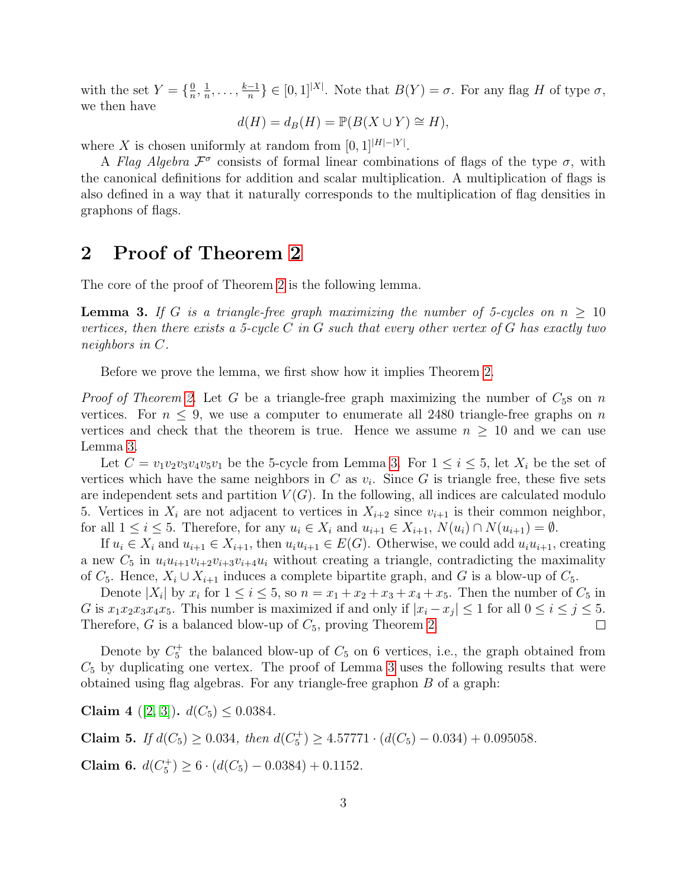with the set $Y = \{\frac{0}{n}, \frac{1}{n}, \ldots, \frac{k-1}{n}\} \in [0,1]^{|X|}$. Note that $B(Y) = \sigma$. For any flag $H$ of type $\sigma$, we then have

$$d(H) = d_B(H) = \mathbb{P}(B(X \cup Y) \cong H),$$

where $X$ is chosen uniformly at random from $[0,1]^{|H|-|Y|}$.

A *Flag Algebra* $\mathcal{F}^\sigma$ consists of formal linear combinations of flags of the type $\sigma$, with the canonical definitions for addition and scalar multiplication. A multiplication of flags is also defined in a way that it naturally corresponds to the multiplication of flag densities in graphons of flags.

## 2 Proof of Theorem 2

The core of the proof of Theorem 2 is the following lemma.

**Lemma 3.** *If $G$ is a triangle-free graph maximizing the number of 5-cycles on $n \geq 10$ vertices, then there exists a 5-cycle $C$ in $G$ such that every other vertex of $G$ has exactly two neighbors in $C$.*

Before we prove the lemma, we first show how it implies Theorem 2.

*Proof of Theorem 2.* Let $G$ be a triangle-free graph maximizing the number of $C_5$s on $n$ vertices. For $n \leq 9$, we use a computer to enumerate all 2480 triangle-free graphs on $n$ vertices and check that the theorem is true. Hence we assume $n \geq 10$ and we can use Lemma 3.

Let $C = v_1v_2v_3v_4v_5v_1$ be the 5-cycle from Lemma 3. For $1 \leq i \leq 5$, let $X_i$ be the set of vertices which have the same neighbors in $C$ as $v_i$. Since $G$ is triangle free, these five sets are independent sets and partition $V(G)$. In the following, all indices are calculated modulo 5. Vertices in $X_i$ are not adjacent to vertices in $X_{i+2}$ since $v_{i+1}$ is their common neighbor, for all $1 \leq i \leq 5$. Therefore, for any $u_i \in X_i$ and $u_{i+1} \in X_{i+1}$, $N(u_i) \cap N(u_{i+1}) = \emptyset$.

If $u_i \in X_i$ and $u_{i+1} \in X_{i+1}$, then $u_iu_{i+1} \in E(G)$. Otherwise, we could add $u_iu_{i+1}$, creating a new $C_5$ in $u_iu_{i+1}v_{i+2}v_{i+3}v_{i+4}u_i$ without creating a triangle, contradicting the maximality of $C_5$. Hence, $X_i \cup X_{i+1}$ induces a complete bipartite graph, and $G$ is a blow-up of $C_5$.

Denote $|X_i|$ by $x_i$ for $1 \leq i \leq 5$, so $n = x_1 + x_2 + x_3 + x_4 + x_5$. Then the number of $C_5$ in $G$ is $x_1x_2x_3x_4x_5$. This number is maximized if and only if $|x_i - x_j| \leq 1$ for all $0 \leq i \leq j \leq 5$. Therefore, $G$ is a balanced blow-up of $C_5$, proving Theorem 2. $\square$

Denote by $C_5^+$ the balanced blow-up of $C_5$ on 6 vertices, i.e., the graph obtained from $C_5$ by duplicating one vertex. The proof of Lemma 3 uses the following results that were obtained using flag algebras. For any triangle-free graphon $B$ of a graph:

**Claim 4** ([2, 3])**.** $d(C_5) \leq 0.0384$.

**Claim 5.** *If $d(C_5) \geq 0.034$, then $d(C_5^+) \geq 4.57771 \cdot (d(C_5) - 0.034) + 0.095058$.*

**Claim 6.** $d(C_5^+) \geq 6 \cdot (d(C_5) - 0.0384) + 0.1152$.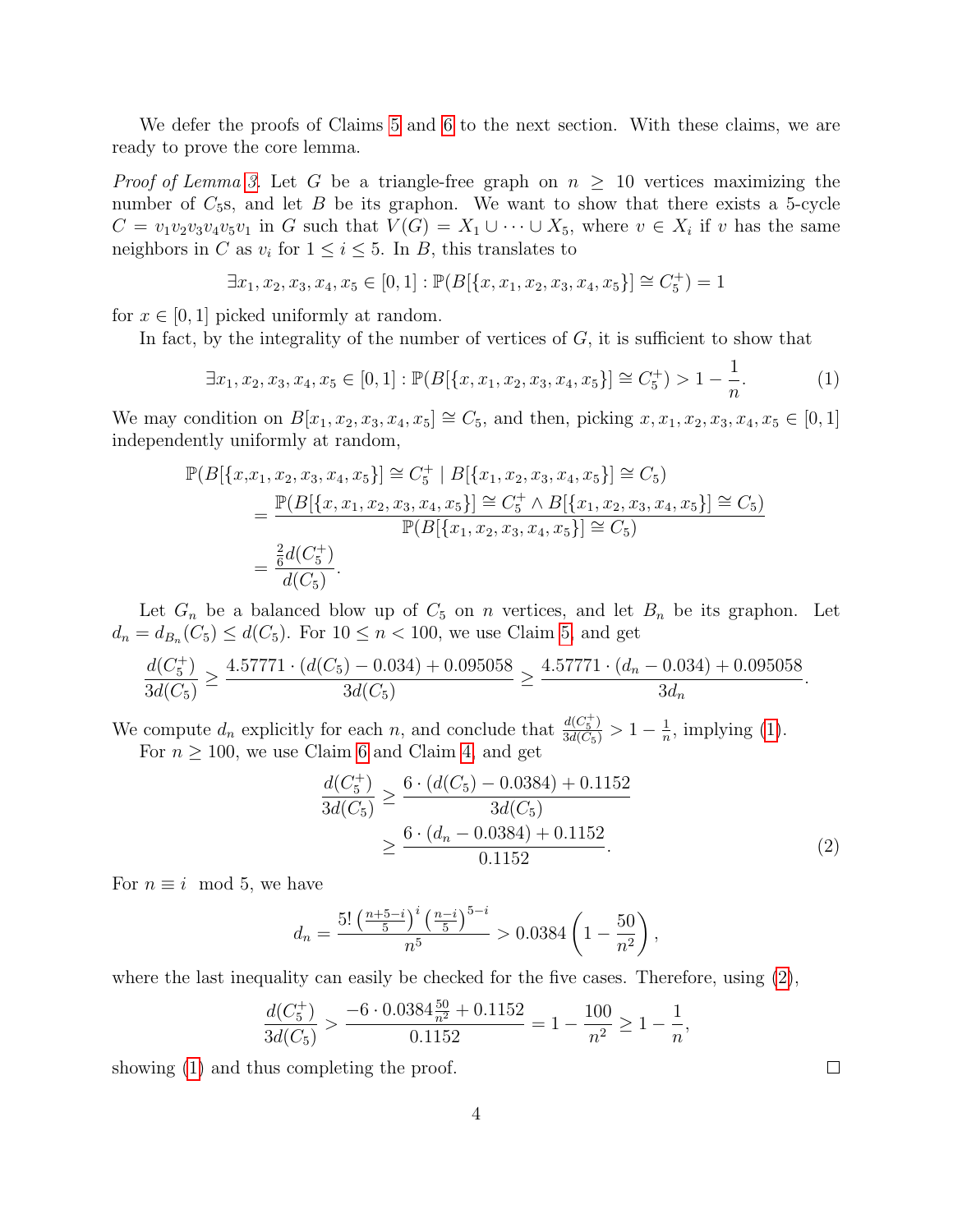We defer the proofs of Claims 5 and 6 to the next section. With these claims, we are ready to prove the core lemma.

*Proof of Lemma 3.* Let $G$ be a triangle-free graph on $n \geq 10$ vertices maximizing the number of $C_5$s, and let $B$ be its graphon. We want to show that there exists a 5-cycle $C = v_1v_2v_3v_4v_5v_1$ in $G$ such that $V(G) = X_1 \cup \cdots \cup X_5$, where $v \in X_i$ if $v$ has the same neighbors in $C$ as $v_i$ for $1 \leq i \leq 5$. In $B$, this translates to

$$\exists x_1, x_2, x_3, x_4, x_5 \in [0,1] : \mathbb{P}(B[\{x, x_1, x_2, x_3, x_4, x_5\}] \cong C_5^+) = 1$$

for $x \in [0,1]$ picked uniformly at random.

In fact, by the integrality of the number of vertices of $G$, it is sufficient to show that

$$\exists x_1, x_2, x_3, x_4, x_5 \in [0,1] : \mathbb{P}(B[\{x, x_1, x_2, x_3, x_4, x_5\}] \cong C_5^+) > 1 - \frac{1}{n}. \tag{1}$$

We may condition on $B[x_1, x_2, x_3, x_4, x_5] \cong C_5$, and then, picking $x, x_1, x_2, x_3, x_4, x_5 \in [0,1]$ independently uniformly at random,

$$\begin{aligned}
\mathbb{P}(B[\{x,&x_1, x_2, x_3, x_4, x_5\}] \cong C_5^+ \mid B[\{x_1, x_2, x_3, x_4, x_5\}] \cong C_5) \\
&= \frac{\mathbb{P}(B[\{x, x_1, x_2, x_3, x_4, x_5\}] \cong C_5^+ \wedge B[\{x_1, x_2, x_3, x_4, x_5\}] \cong C_5)}{\mathbb{P}(B[\{x_1, x_2, x_3, x_4, x_5\}] \cong C_5)} \\
&= \frac{\frac{2}{6}d(C_5^+)}{d(C_5)}.
\end{aligned}$$

Let $G_n$ be a balanced blow up of $C_5$ on $n$ vertices, and let $B_n$ be its graphon. Let $d_n = d_{B_n}(C_5) \leq d(C_5)$. For $10 \leq n < 100$, we use Claim 5 and get

$$\frac{d(C_5^+)}{3d(C_5)} \geq \frac{4.57771 \cdot (d(C_5) - 0.034) + 0.095058}{3d(C_5)} \geq \frac{4.57771 \cdot (d_n - 0.034) + 0.095058}{3d_n}.$$

We compute $d_n$ explicitly for each $n$, and conclude that $\frac{d(C_5^+)}{3d(C_5)} > 1 - \frac{1}{n}$, implying (1).

For $n \geq 100$, we use Claim 6 and Claim 4, and get

$$\begin{aligned}
\frac{d(C_5^+)}{3d(C_5)} &\geq \frac{6 \cdot (d(C_5) - 0.0384) + 0.1152}{3d(C_5)} \\
&\geq \frac{6 \cdot (d_n - 0.0384) + 0.1152}{0.1152}.
\end{aligned} \tag{2}$$

For $n \equiv i \mod 5$, we have

$$d_n = \frac{5! \left(\frac{n+5-i}{5}\right)^i \left(\frac{n-i}{5}\right)^{5-i}}{n^5} > 0.0384 \left(1 - \frac{50}{n^2}\right),$$

where the last inequality can easily be checked for the five cases. Therefore, using (2),

$$\frac{d(C_5^+)}{3d(C_5)} > \frac{-6 \cdot 0.0384 \frac{50}{n^2} + 0.1152}{0.1152} = 1 - \frac{100}{n^2} \geq 1 - \frac{1}{n},$$

showing (1) and thus completing the proof. $\square$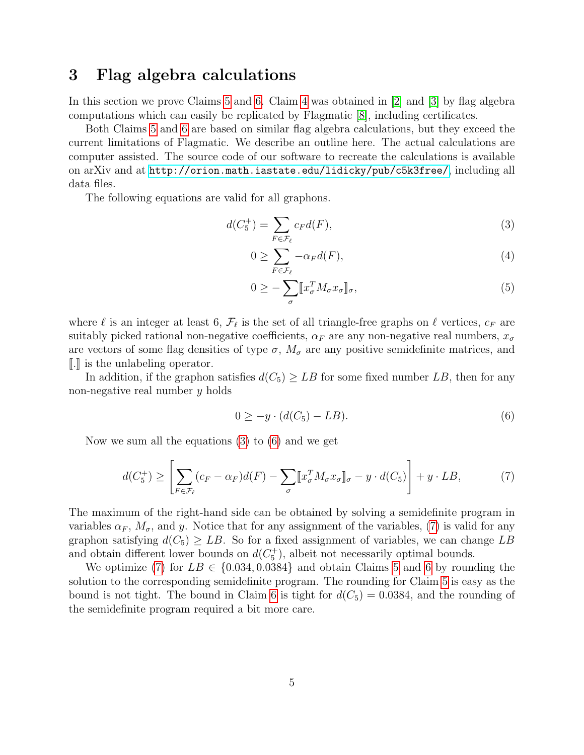## 3 Flag algebra calculations

In this section we prove Claims 5 and 6. Claim 4 was obtained in [2] and [3] by flag algebra computations which can easily be replicated by Flagmatic [8], including certificates.

Both Claims 5 and 6 are based on similar flag algebra calculations, but they exceed the current limitations of Flagmatic. We describe an outline here. The actual calculations are computer assisted. The source code of our software to recreate the calculations is available on arXiv and at http://orion.math.iastate.edu/lidicky/pub/c5k3free/, including all data files.

The following equations are valid for all graphons.

$$d(C_5^+) = \sum_{F \in \mathcal{F}_\ell} c_F d(F), \tag{3}$$

$$0 \geq \sum_{F \in \mathcal{F}_\ell} -\alpha_F d(F), \tag{4}$$

$$0 \geq -\sum_{\sigma} [\![ x_\sigma^T M_\sigma x_\sigma ]\!]_\sigma, \tag{5}$$

where $\ell$ is an integer at least 6, $\mathcal{F}_\ell$ is the set of all triangle-free graphs on $\ell$ vertices, $c_F$ are suitably picked rational non-negative coefficients, $\alpha_F$ are any non-negative real numbers, $x_\sigma$ are vectors of some flag densities of type $\sigma$, $M_\sigma$ are any positive semidefinite matrices, and $[\![.]\!]$ is the unlabeling operator.

In addition, if the graphon satisfies $d(C_5) \geq LB$ for some fixed number $LB$, then for any non-negative real number $y$ holds

$$0 \geq -y \cdot (d(C_5) - LB). \tag{6}$$

Now we sum all the equations (3) to (6) and we get

$$d(C_5^+) \geq \left[ \sum_{F \in \mathcal{F}_\ell} (c_F - \alpha_F) d(F) - \sum_{\sigma} [\![ x_\sigma^T M_\sigma x_\sigma ]\!]_\sigma - y \cdot d(C_5) \right] + y \cdot LB, \tag{7}$$

The maximum of the right-hand side can be obtained by solving a semidefinite program in variables $\alpha_F$, $M_\sigma$, and $y$. Notice that for any assignment of the variables, (7) is valid for any graphon satisfying $d(C_5) \geq LB$. So for a fixed assignment of variables, we can change $LB$ and obtain different lower bounds on $d(C_5^+)$, albeit not necessarily optimal bounds.

We optimize (7) for $LB \in \{0.034, 0.0384\}$ and obtain Claims 5 and 6 by rounding the solution to the corresponding semidefinite program. The rounding for Claim 5 is easy as the bound is not tight. The bound in Claim 6 is tight for $d(C_5) = 0.0384$, and the rounding of the semidefinite program required a bit more care.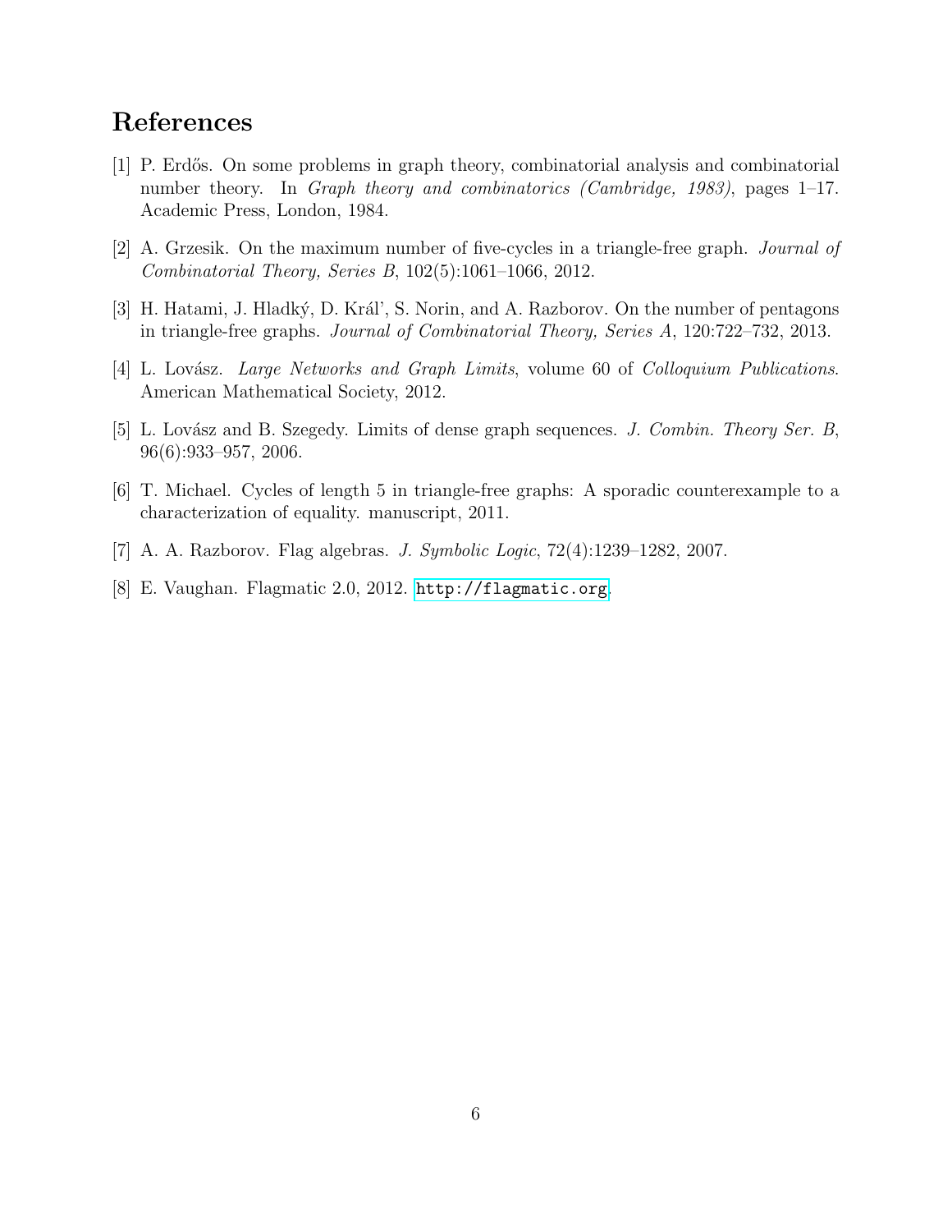## References

[1] P. Erdős. On some problems in graph theory, combinatorial analysis and combinatorial number theory. In *Graph theory and combinatorics (Cambridge, 1983)*, pages 1–17. Academic Press, London, 1984.

[2] A. Grzesik. On the maximum number of five-cycles in a triangle-free graph. *Journal of Combinatorial Theory, Series B*, 102(5):1061–1066, 2012.

[3] H. Hatami, J. Hladký, D. Kráľ, S. Norin, and A. Razborov. On the number of pentagons in triangle-free graphs. *Journal of Combinatorial Theory, Series A*, 120:722–732, 2013.

[4] L. Lovász. *Large Networks and Graph Limits*, volume 60 of *Colloquium Publications*. American Mathematical Society, 2012.

[5] L. Lovász and B. Szegedy. Limits of dense graph sequences. *J. Combin. Theory Ser. B*, 96(6):933–957, 2006.

[6] T. Michael. Cycles of length 5 in triangle-free graphs: A sporadic counterexample to a characterization of equality. manuscript, 2011.

[7] A. A. Razborov. Flag algebras. *J. Symbolic Logic*, 72(4):1239–1282, 2007.

[8] E. Vaughan. Flagmatic 2.0, 2012. http://flagmatic.org.